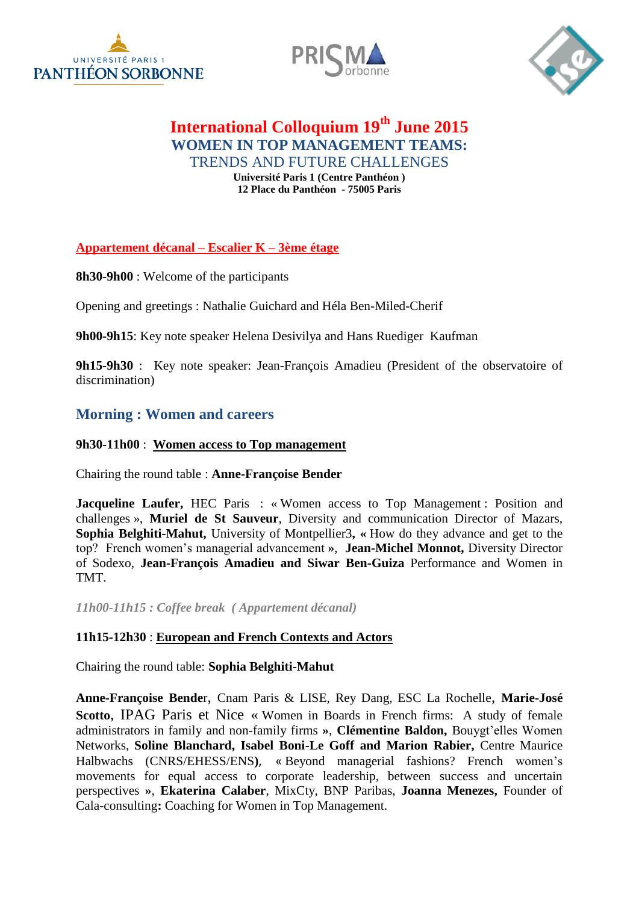# International Colloquium 19th June 2015

## WOMEN IN TOP MANAGEMENT TEAMS:

### TRENDS AND FUTURE CHALLENGES

**Université Paris 1 (Centre Panthéon )**
**12 Place du Panthéon - 75005 Paris**

**Appartement décanal – Escalier K – 3ème étage**

**8h30-9h00** : Welcome of the participants

Opening and greetings : Nathalie Guichard and Héla Ben-Miled-Cherif

**9h00-9h15**: Key note speaker Helena Desivilya and Hans Ruediger Kaufman

**9h15-9h30** : Key note speaker: Jean-François Amadieu (President of the observatoire of discrimination)

## Morning : Women and careers

**9h30-11h00** : **Women access to Top management**

Chairing the round table : **Anne-Françoise Bender**

**Jacqueline Laufer,** HEC Paris : « Women access to Top Management : Position and challenges », **Muriel de St Sauveur**, Diversity and communication Director of Mazars, **Sophia Belghiti-Mahut,** University of Montpellier3**, «** How do they advance and get to the top? French women's managerial advancement **»**, **Jean-Michel Monnot,** Diversity Director of Sodexo, **Jean-François Amadieu and Siwar Ben-Guiza** Performance and Women in TMT.

*11h00-11h15 : Coffee break ( Appartement décanal)*

**11h15-12h30** : **European and French Contexts and Actors**

Chairing the round table: **Sophia Belghiti-Mahut**

**Anne-Françoise Bende**r, Cnam Paris & LISE, Rey Dang, ESC La Rochelle, **Marie-José Scotto**, IPAG Paris et Nice « Women in Boards in French firms: A study of female administrators in family and non-family firms **»**, **Clémentine Baldon,** Bougyt'elles Women Networks, **Soline Blanchard, Isabel Boni-Le Goff and Marion Rabier,** Centre Maurice Halbwachs (CNRS/EHESS/ENS**)**, « Beyond managerial fashions? French women's movements for equal access to corporate leadership, between success and uncertain perspectives **»**, **Ekaterina Calaber**, MixCty, BNP Paribas, **Joanna Menezes,** Founder of Cala-consulting**:** Coaching for Women in Top Management.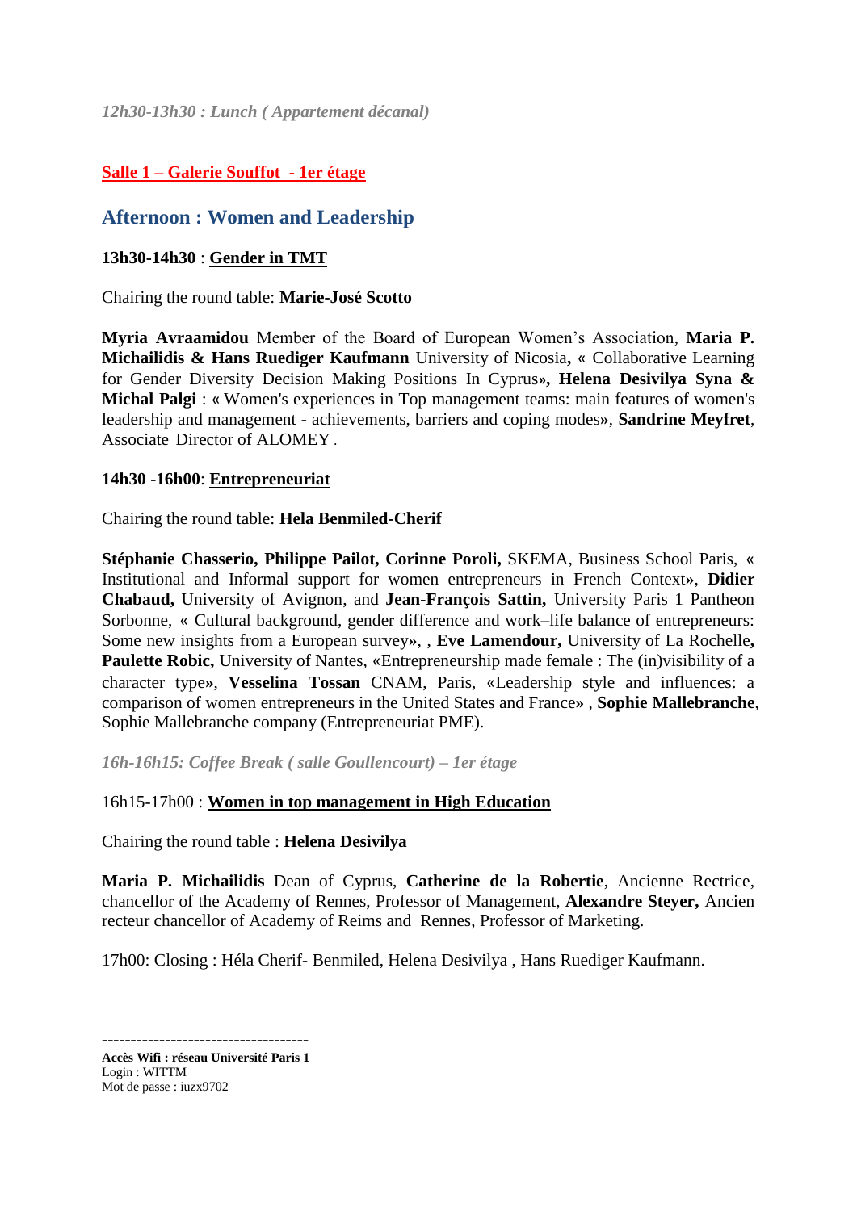*12h30-13h30 : Lunch ( Appartement décanal)*

**Salle 1 – Galerie Souffot - 1er étage**

## Afternoon : Women and Leadership

**13h30-14h30** : **Gender in TMT**

Chairing the round table: **Marie-José Scotto**

**Myria Avraamidou** Member of the Board of European Women's Association, **Maria P. Michailidis & Hans Ruediger Kaufmann** University of Nicosia**,** « Collaborative Learning for Gender Diversity Decision Making Positions In Cyprus**», Helena Desivilya Syna & Michal Palgi** : « Women's experiences in Top management teams: main features of women's leadership and management - achievements, barriers and coping modes**»**, **Sandrine Meyfret**, Associate Director of ALOMEY .

**14h30 -16h00**: **Entrepreneuriat**

Chairing the round table: **Hela Benmiled-Cherif**

**Stéphanie Chasserio, Philippe Pailot, Corinne Poroli,** SKEMA, Business School Paris, « Institutional and Informal support for women entrepreneurs in French Context**»**, **Didier Chabaud,** University of Avignon, and **Jean-François Sattin,** University Paris 1 Pantheon Sorbonne, « Cultural background, gender difference and work–life balance of entrepreneurs: Some new insights from a European survey**»**, , **Eve Lamendour,** University of La Rochelle**, Paulette Robic,** University of Nantes, «Entrepreneurship made female : The (in)visibility of a character type**»**, **Vesselina Tossan** CNAM, Paris, «Leadership style and influences: a comparison of women entrepreneurs in the United States and France**»** , **Sophie Mallebranche**, Sophie Mallebranche company (Entrepreneuriat PME).

*16h-16h15: Coffee Break ( salle Goullencourt) – 1er étage*

16h15-17h00 : **Women in top management in High Education**

Chairing the round table : **Helena Desivilya**

**Maria P. Michailidis** Dean of Cyprus, **Catherine de la Robertie**, Ancienne Rectrice, chancellor of the Academy of Rennes, Professor of Management, **Alexandre Steyer,** Ancien recteur chancellor of Academy of Reims and Rennes, Professor of Marketing.

17h00: Closing : Héla Cherif- Benmiled, Helena Desivilya , Hans Ruediger Kaufmann.

------------------------------------

**Accès Wifi : réseau Université Paris 1**
Login : WITTM
Mot de passe : iuzx9702